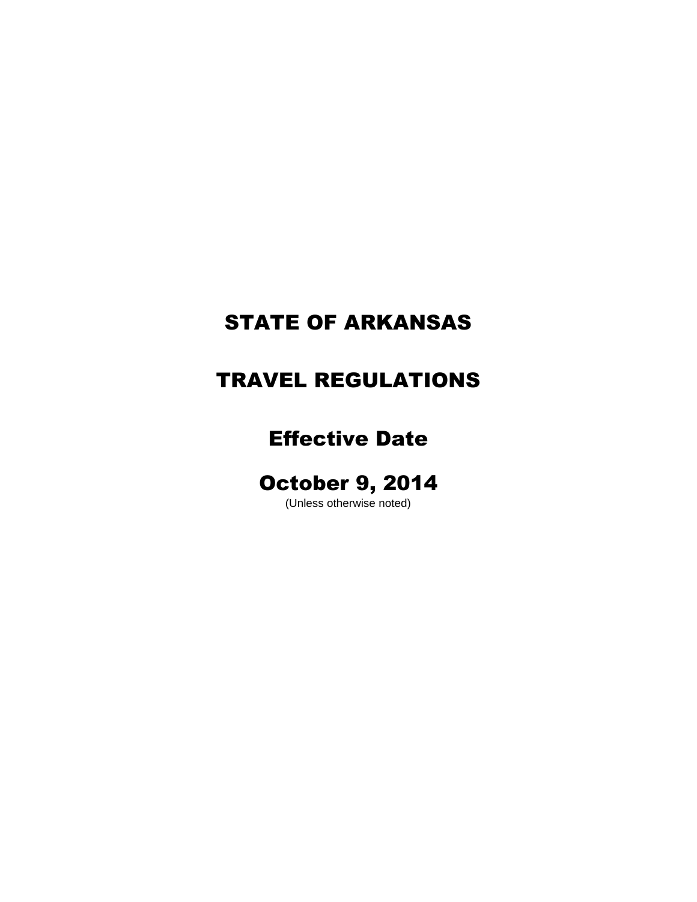# STATE OF ARKANSAS

# TRAVEL REGULATIONS

## Effective Date

## October 9, 2014

(Unless otherwise noted)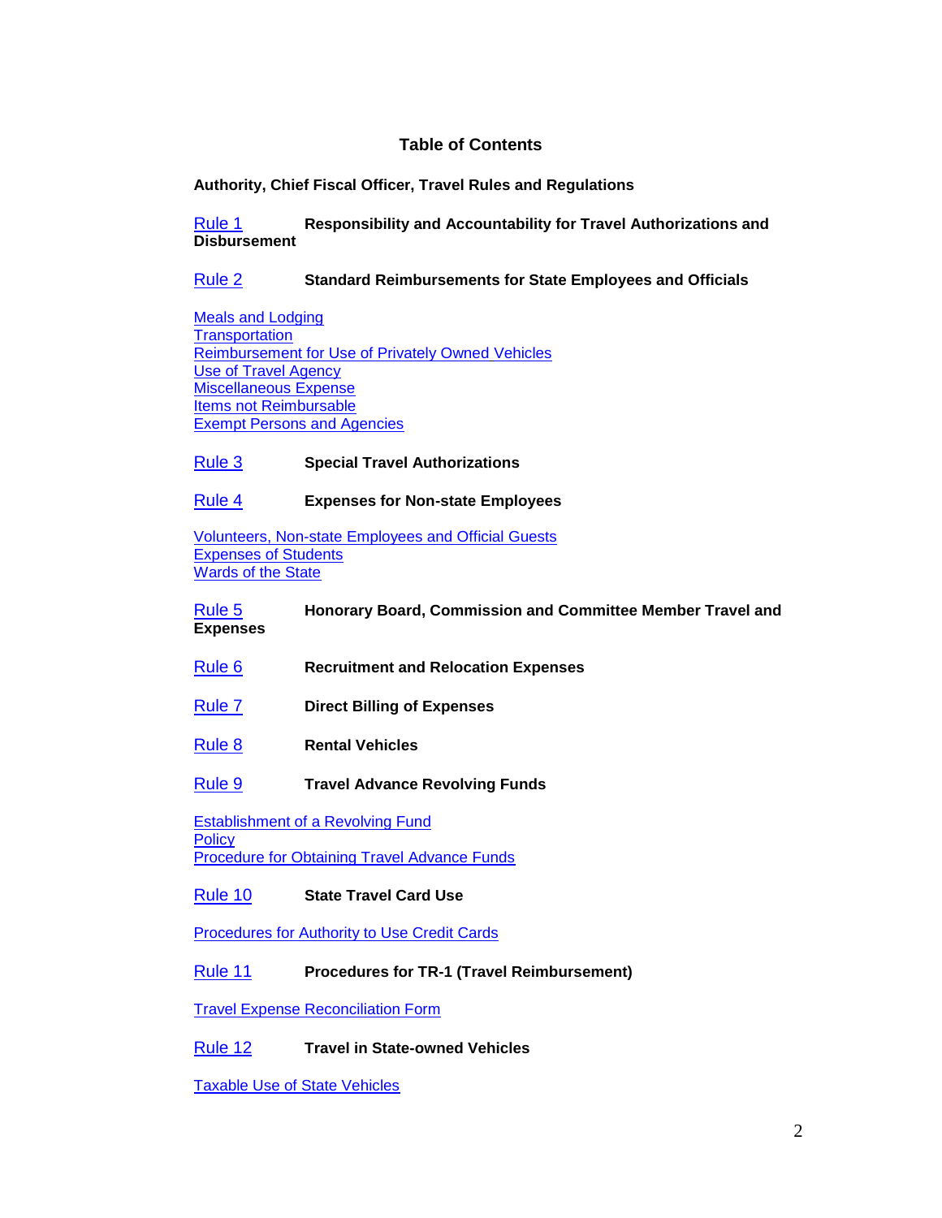# Table of Contents

**Authority, Chief Fiscal Officer, Travel Rules and Regulations**

Rule 1 **Responsibility and Accountability for Travel Authorizations and Disbursement**

Rule 2 **Standard Reimbursements for State Employees and Officials**

Meals and Lodging
Transportation
Reimbursement for Use of Privately Owned Vehicles
Use of Travel Agency
Miscellaneous Expense
Items not Reimbursable
Exempt Persons and Agencies

Rule 3 **Special Travel Authorizations**

Rule 4 **Expenses for Non-state Employees**

Volunteers, Non-state Employees and Official Guests
Expenses of Students
Wards of the State

Rule 5 **Honorary Board, Commission and Committee Member Travel and Expenses**

Rule 6 **Recruitment and Relocation Expenses**

Rule 7 **Direct Billing of Expenses**

Rule 8 **Rental Vehicles**

Rule 9 **Travel Advance Revolving Funds**

Establishment of a Revolving Fund
Policy
Procedure for Obtaining Travel Advance Funds

Rule 10 **State Travel Card Use**

Procedures for Authority to Use Credit Cards

Rule 11 **Procedures for TR-1 (Travel Reimbursement)**

Travel Expense Reconciliation Form

Rule 12 **Travel in State-owned Vehicles**

Taxable Use of State Vehicles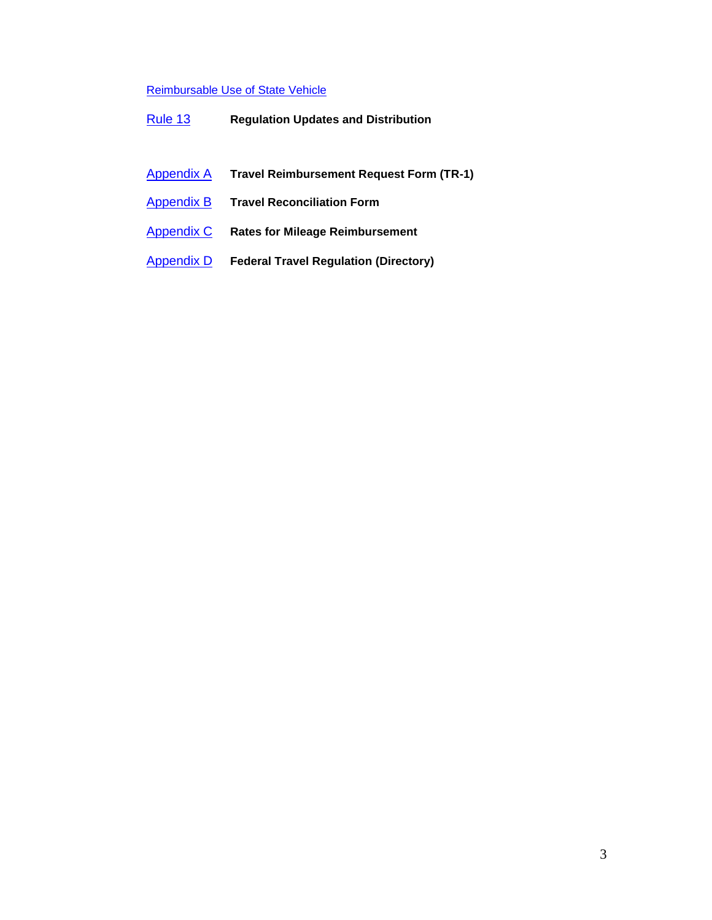Reimbursable Use of State Vehicle

| | |
|---|---|
| Rule 13 | **Regulation Updates and Distribution** |
| Appendix A | **Travel Reimbursement Request Form (TR-1)** |
| Appendix B | **Travel Reconciliation Form** |
| Appendix C | **Rates for Mileage Reimbursement** |
| Appendix D | **Federal Travel Regulation (Directory)** |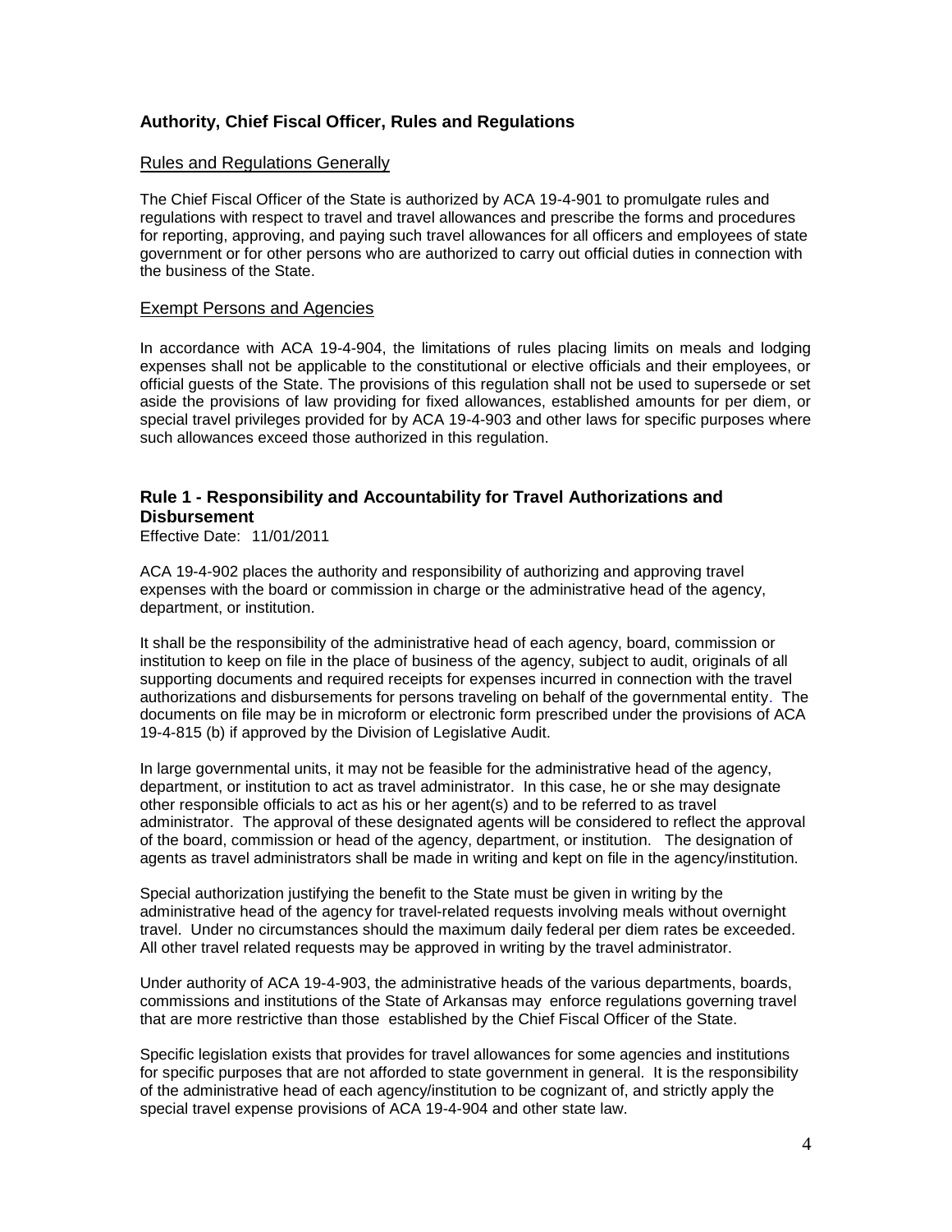## Authority, Chief Fiscal Officer, Rules and Regulations

### Rules and Regulations Generally

The Chief Fiscal Officer of the State is authorized by ACA 19-4-901 to promulgate rules and regulations with respect to travel and travel allowances and prescribe the forms and procedures for reporting, approving, and paying such travel allowances for all officers and employees of state government or for other persons who are authorized to carry out official duties in connection with the business of the State.

### Exempt Persons and Agencies

In accordance with ACA 19-4-904, the limitations of rules placing limits on meals and lodging expenses shall not be applicable to the constitutional or elective officials and their employees, or official guests of the State. The provisions of this regulation shall not be used to supersede or set aside the provisions of law providing for fixed allowances, established amounts for per diem, or special travel privileges provided for by ACA 19-4-903 and other laws for specific purposes where such allowances exceed those authorized in this regulation.

## Rule 1 - Responsibility and Accountability for Travel Authorizations and Disbursement

Effective Date: 11/01/2011

ACA 19-4-902 places the authority and responsibility of authorizing and approving travel expenses with the board or commission in charge or the administrative head of the agency, department, or institution.

It shall be the responsibility of the administrative head of each agency, board, commission or institution to keep on file in the place of business of the agency, subject to audit, originals of all supporting documents and required receipts for expenses incurred in connection with the travel authorizations and disbursements for persons traveling on behalf of the governmental entity. The documents on file may be in microform or electronic form prescribed under the provisions of ACA 19-4-815 (b) if approved by the Division of Legislative Audit.

In large governmental units, it may not be feasible for the administrative head of the agency, department, or institution to act as travel administrator. In this case, he or she may designate other responsible officials to act as his or her agent(s) and to be referred to as travel administrator. The approval of these designated agents will be considered to reflect the approval of the board, commission or head of the agency, department, or institution. The designation of agents as travel administrators shall be made in writing and kept on file in the agency/institution.

Special authorization justifying the benefit to the State must be given in writing by the administrative head of the agency for travel-related requests involving meals without overnight travel. Under no circumstances should the maximum daily federal per diem rates be exceeded. All other travel related requests may be approved in writing by the travel administrator.

Under authority of ACA 19-4-903, the administrative heads of the various departments, boards, commissions and institutions of the State of Arkansas may enforce regulations governing travel that are more restrictive than those established by the Chief Fiscal Officer of the State.

Specific legislation exists that provides for travel allowances for some agencies and institutions for specific purposes that are not afforded to state government in general. It is the responsibility of the administrative head of each agency/institution to be cognizant of, and strictly apply the special travel expense provisions of ACA 19-4-904 and other state law.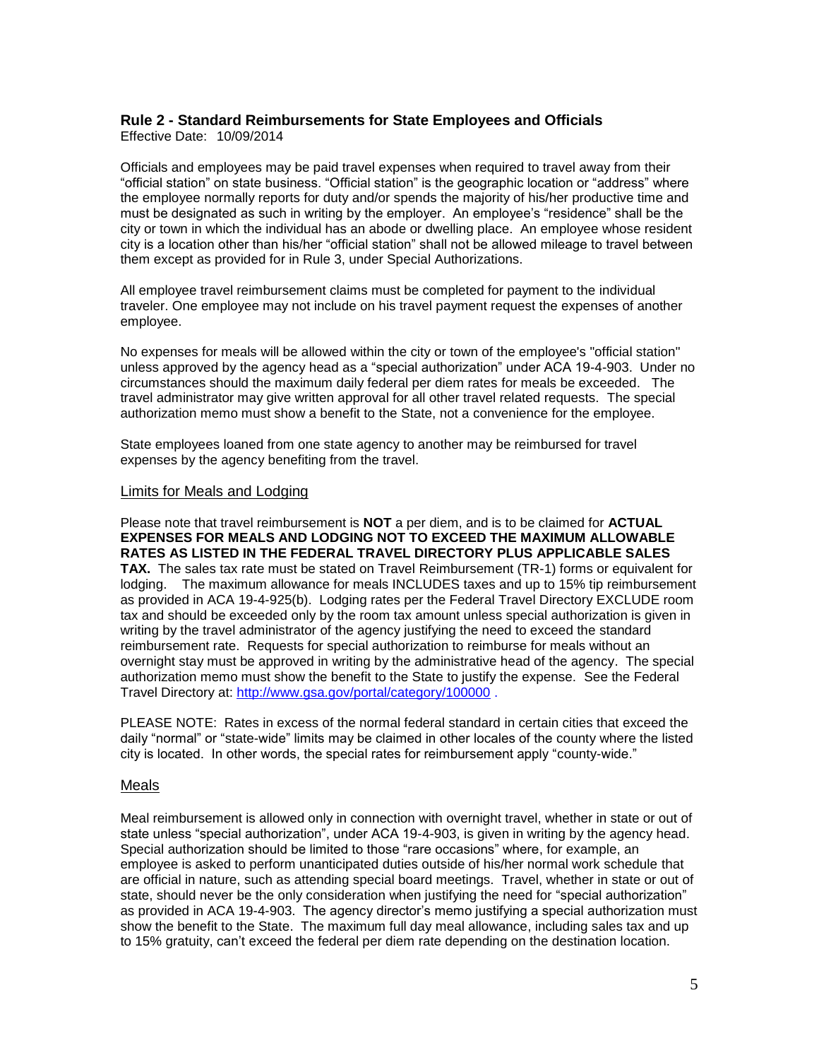## Rule 2 - Standard Reimbursements for State Employees and Officials

Effective Date: 10/09/2014

Officials and employees may be paid travel expenses when required to travel away from their "official station" on state business. "Official station" is the geographic location or "address" where the employee normally reports for duty and/or spends the majority of his/her productive time and must be designated as such in writing by the employer. An employee's "residence" shall be the city or town in which the individual has an abode or dwelling place. An employee whose resident city is a location other than his/her "official station" shall not be allowed mileage to travel between them except as provided for in Rule 3, under Special Authorizations.

All employee travel reimbursement claims must be completed for payment to the individual traveler. One employee may not include on his travel payment request the expenses of another employee.

No expenses for meals will be allowed within the city or town of the employee's "official station" unless approved by the agency head as a "special authorization" under ACA 19-4-903. Under no circumstances should the maximum daily federal per diem rates for meals be exceeded. The travel administrator may give written approval for all other travel related requests. The special authorization memo must show a benefit to the State, not a convenience for the employee.

State employees loaned from one state agency to another may be reimbursed for travel expenses by the agency benefiting from the travel.

### Limits for Meals and Lodging

Please note that travel reimbursement is **NOT** a per diem, and is to be claimed for **ACTUAL EXPENSES FOR MEALS AND LODGING NOT TO EXCEED THE MAXIMUM ALLOWABLE RATES AS LISTED IN THE FEDERAL TRAVEL DIRECTORY PLUS APPLICABLE SALES TAX.** The sales tax rate must be stated on Travel Reimbursement (TR-1) forms or equivalent for lodging. The maximum allowance for meals INCLUDES taxes and up to 15% tip reimbursement as provided in ACA 19-4-925(b). Lodging rates per the Federal Travel Directory EXCLUDE room tax and should be exceeded only by the room tax amount unless special authorization is given in writing by the travel administrator of the agency justifying the need to exceed the standard reimbursement rate. Requests for special authorization to reimburse for meals without an overnight stay must be approved in writing by the administrative head of the agency. The special authorization memo must show the benefit to the State to justify the expense. See the Federal Travel Directory at: http://www.gsa.gov/portal/category/100000 .

PLEASE NOTE: Rates in excess of the normal federal standard in certain cities that exceed the daily "normal" or "state-wide" limits may be claimed in other locales of the county where the listed city is located. In other words, the special rates for reimbursement apply "county-wide."

### Meals

Meal reimbursement is allowed only in connection with overnight travel, whether in state or out of state unless "special authorization", under ACA 19-4-903, is given in writing by the agency head. Special authorization should be limited to those "rare occasions" where, for example, an employee is asked to perform unanticipated duties outside of his/her normal work schedule that are official in nature, such as attending special board meetings. Travel, whether in state or out of state, should never be the only consideration when justifying the need for "special authorization" as provided in ACA 19-4-903. The agency director's memo justifying a special authorization must show the benefit to the State. The maximum full day meal allowance, including sales tax and up to 15% gratuity, can't exceed the federal per diem rate depending on the destination location.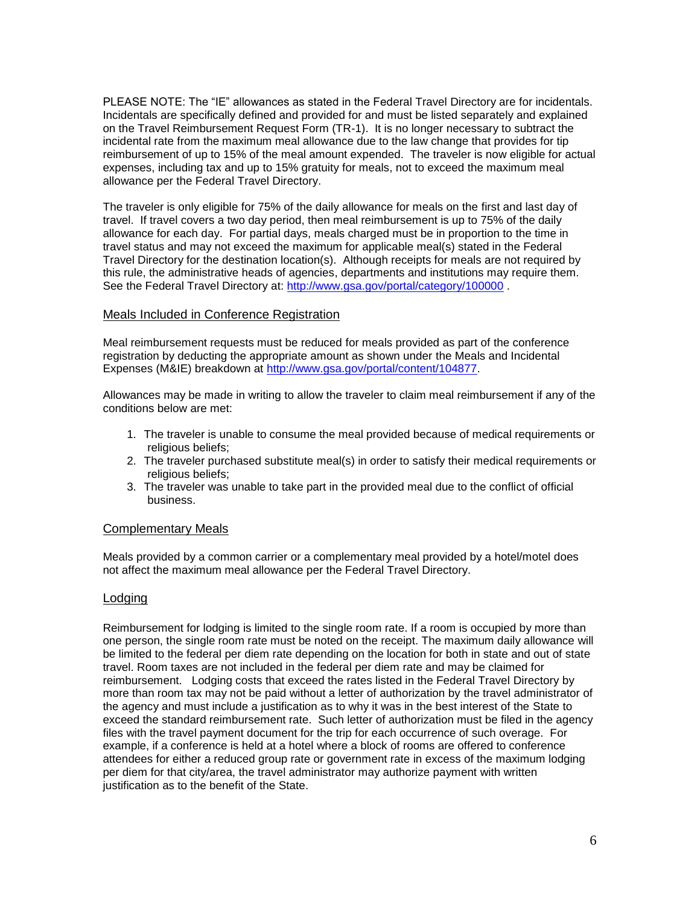PLEASE NOTE: The "IE" allowances as stated in the Federal Travel Directory are for incidentals. Incidentals are specifically defined and provided for and must be listed separately and explained on the Travel Reimbursement Request Form (TR-1). It is no longer necessary to subtract the incidental rate from the maximum meal allowance due to the law change that provides for tip reimbursement of up to 15% of the meal amount expended. The traveler is now eligible for actual expenses, including tax and up to 15% gratuity for meals, not to exceed the maximum meal allowance per the Federal Travel Directory.

The traveler is only eligible for 75% of the daily allowance for meals on the first and last day of travel. If travel covers a two day period, then meal reimbursement is up to 75% of the daily allowance for each day. For partial days, meals charged must be in proportion to the time in travel status and may not exceed the maximum for applicable meal(s) stated in the Federal Travel Directory for the destination location(s). Although receipts for meals are not required by this rule, the administrative heads of agencies, departments and institutions may require them. See the Federal Travel Directory at: http://www.gsa.gov/portal/category/100000 .

## Meals Included in Conference Registration

Meal reimbursement requests must be reduced for meals provided as part of the conference registration by deducting the appropriate amount as shown under the Meals and Incidental Expenses (M&IE) breakdown at http://www.gsa.gov/portal/content/104877.

Allowances may be made in writing to allow the traveler to claim meal reimbursement if any of the conditions below are met:

1. The traveler is unable to consume the meal provided because of medical requirements or religious beliefs;
2. The traveler purchased substitute meal(s) in order to satisfy their medical requirements or religious beliefs;
3. The traveler was unable to take part in the provided meal due to the conflict of official business.

## Complementary Meals

Meals provided by a common carrier or a complementary meal provided by a hotel/motel does not affect the maximum meal allowance per the Federal Travel Directory.

## Lodging

Reimbursement for lodging is limited to the single room rate. If a room is occupied by more than one person, the single room rate must be noted on the receipt. The maximum daily allowance will be limited to the federal per diem rate depending on the location for both in state and out of state travel. Room taxes are not included in the federal per diem rate and may be claimed for reimbursement. Lodging costs that exceed the rates listed in the Federal Travel Directory by more than room tax may not be paid without a letter of authorization by the travel administrator of the agency and must include a justification as to why it was in the best interest of the State to exceed the standard reimbursement rate. Such letter of authorization must be filed in the agency files with the travel payment document for the trip for each occurrence of such overage. For example, if a conference is held at a hotel where a block of rooms are offered to conference attendees for either a reduced group rate or government rate in excess of the maximum lodging per diem for that city/area, the travel administrator may authorize payment with written justification as to the benefit of the State.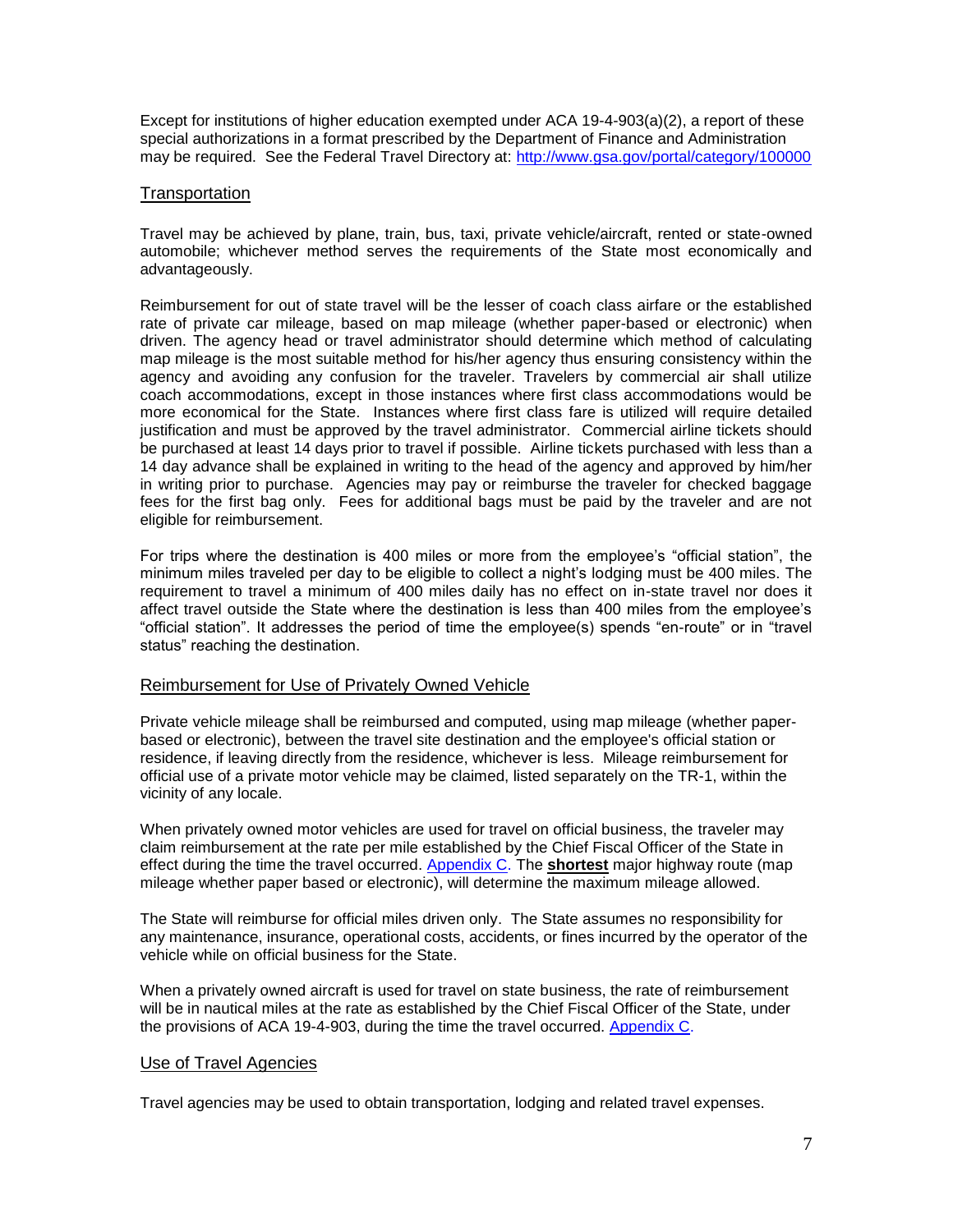Except for institutions of higher education exempted under ACA 19-4-903(a)(2), a report of these special authorizations in a format prescribed by the Department of Finance and Administration may be required. See the Federal Travel Directory at: [http://www.gsa.gov/portal/category/100000](http://www.gsa.gov/portal/category/100000)

## Transportation

Travel may be achieved by plane, train, bus, taxi, private vehicle/aircraft, rented or state-owned automobile; whichever method serves the requirements of the State most economically and advantageously.

Reimbursement for out of state travel will be the lesser of coach class airfare or the established rate of private car mileage, based on map mileage (whether paper-based or electronic) when driven. The agency head or travel administrator should determine which method of calculating map mileage is the most suitable method for his/her agency thus ensuring consistency within the agency and avoiding any confusion for the traveler. Travelers by commercial air shall utilize coach accommodations, except in those instances where first class accommodations would be more economical for the State. Instances where first class fare is utilized will require detailed justification and must be approved by the travel administrator. Commercial airline tickets should be purchased at least 14 days prior to travel if possible. Airline tickets purchased with less than a 14 day advance shall be explained in writing to the head of the agency and approved by him/her in writing prior to purchase. Agencies may pay or reimburse the traveler for checked baggage fees for the first bag only. Fees for additional bags must be paid by the traveler and are not eligible for reimbursement.

For trips where the destination is 400 miles or more from the employee's "official station", the minimum miles traveled per day to be eligible to collect a night's lodging must be 400 miles. The requirement to travel a minimum of 400 miles daily has no effect on in-state travel nor does it affect travel outside the State where the destination is less than 400 miles from the employee's "official station". It addresses the period of time the employee(s) spends "en-route" or in "travel status" reaching the destination.

## Reimbursement for Use of Privately Owned Vehicle

Private vehicle mileage shall be reimbursed and computed, using map mileage (whether paper-based or electronic), between the travel site destination and the employee's official station or residence, if leaving directly from the residence, whichever is less. Mileage reimbursement for official use of a private motor vehicle may be claimed, listed separately on the TR-1, within the vicinity of any locale.

When privately owned motor vehicles are used for travel on official business, the traveler may claim reimbursement at the rate per mile established by the Chief Fiscal Officer of the State in effect during the time the travel occurred. Appendix C. The **shortest** major highway route (map mileage whether paper based or electronic), will determine the maximum mileage allowed.

The State will reimburse for official miles driven only. The State assumes no responsibility for any maintenance, insurance, operational costs, accidents, or fines incurred by the operator of the vehicle while on official business for the State.

When a privately owned aircraft is used for travel on state business, the rate of reimbursement will be in nautical miles at the rate as established by the Chief Fiscal Officer of the State, under the provisions of ACA 19-4-903, during the time the travel occurred. Appendix C.

## Use of Travel Agencies

Travel agencies may be used to obtain transportation, lodging and related travel expenses.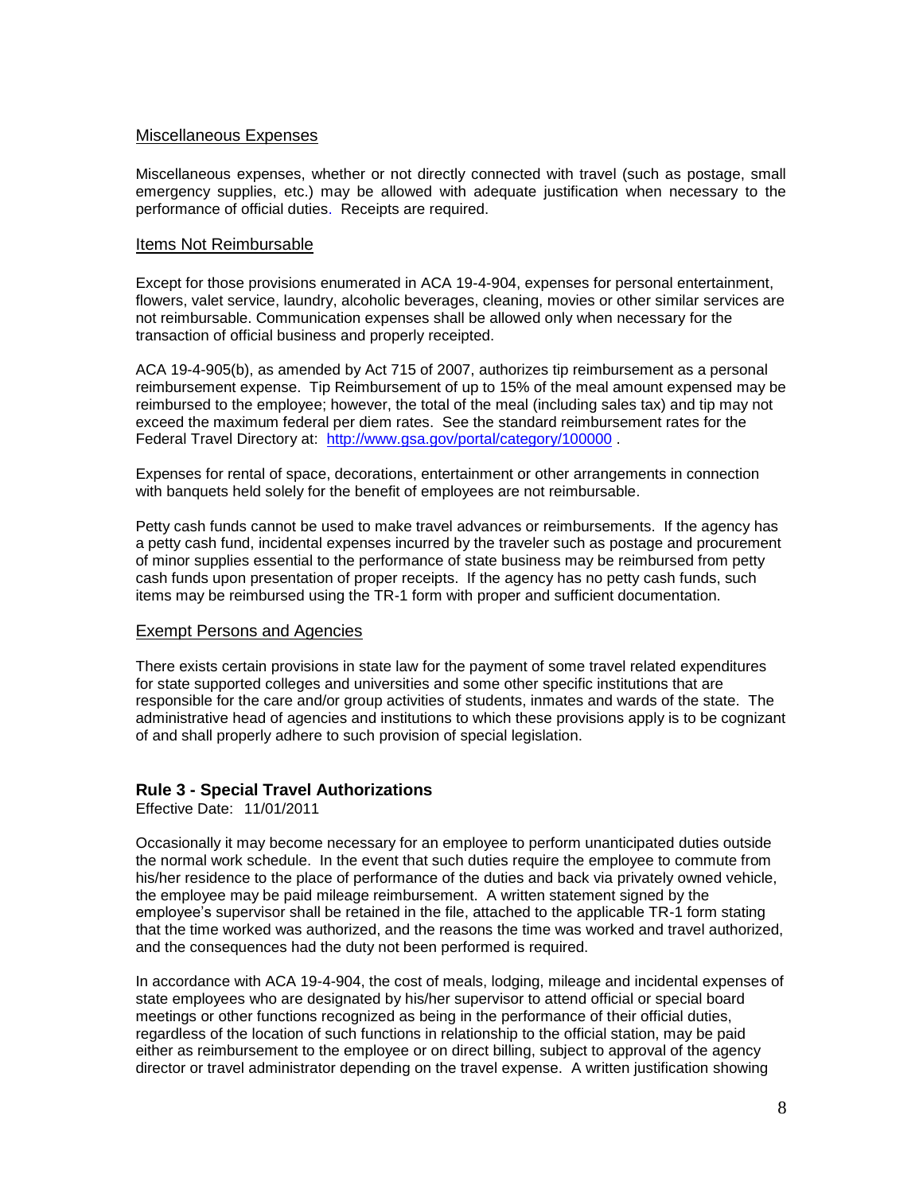### Miscellaneous Expenses

Miscellaneous expenses, whether or not directly connected with travel (such as postage, small emergency supplies, etc.) may be allowed with adequate justification when necessary to the performance of official duties. Receipts are required.

### Items Not Reimbursable

Except for those provisions enumerated in ACA 19-4-904, expenses for personal entertainment, flowers, valet service, laundry, alcoholic beverages, cleaning, movies or other similar services are not reimbursable. Communication expenses shall be allowed only when necessary for the transaction of official business and properly receipted.

ACA 19-4-905(b), as amended by Act 715 of 2007, authorizes tip reimbursement as a personal reimbursement expense. Tip Reimbursement of up to 15% of the meal amount expensed may be reimbursed to the employee; however, the total of the meal (including sales tax) and tip may not exceed the maximum federal per diem rates. See the standard reimbursement rates for the Federal Travel Directory at: http://www.gsa.gov/portal/category/100000 .

Expenses for rental of space, decorations, entertainment or other arrangements in connection with banquets held solely for the benefit of employees are not reimbursable.

Petty cash funds cannot be used to make travel advances or reimbursements. If the agency has a petty cash fund, incidental expenses incurred by the traveler such as postage and procurement of minor supplies essential to the performance of state business may be reimbursed from petty cash funds upon presentation of proper receipts. If the agency has no petty cash funds, such items may be reimbursed using the TR-1 form with proper and sufficient documentation.

### Exempt Persons and Agencies

There exists certain provisions in state law for the payment of some travel related expenditures for state supported colleges and universities and some other specific institutions that are responsible for the care and/or group activities of students, inmates and wards of the state. The administrative head of agencies and institutions to which these provisions apply is to be cognizant of and shall properly adhere to such provision of special legislation.

## Rule 3 - Special Travel Authorizations

Effective Date: 11/01/2011

Occasionally it may become necessary for an employee to perform unanticipated duties outside the normal work schedule. In the event that such duties require the employee to commute from his/her residence to the place of performance of the duties and back via privately owned vehicle, the employee may be paid mileage reimbursement. A written statement signed by the employee's supervisor shall be retained in the file, attached to the applicable TR-1 form stating that the time worked was authorized, and the reasons the time was worked and travel authorized, and the consequences had the duty not been performed is required.

In accordance with ACA 19-4-904, the cost of meals, lodging, mileage and incidental expenses of state employees who are designated by his/her supervisor to attend official or special board meetings or other functions recognized as being in the performance of their official duties, regardless of the location of such functions in relationship to the official station, may be paid either as reimbursement to the employee or on direct billing, subject to approval of the agency director or travel administrator depending on the travel expense. A written justification showing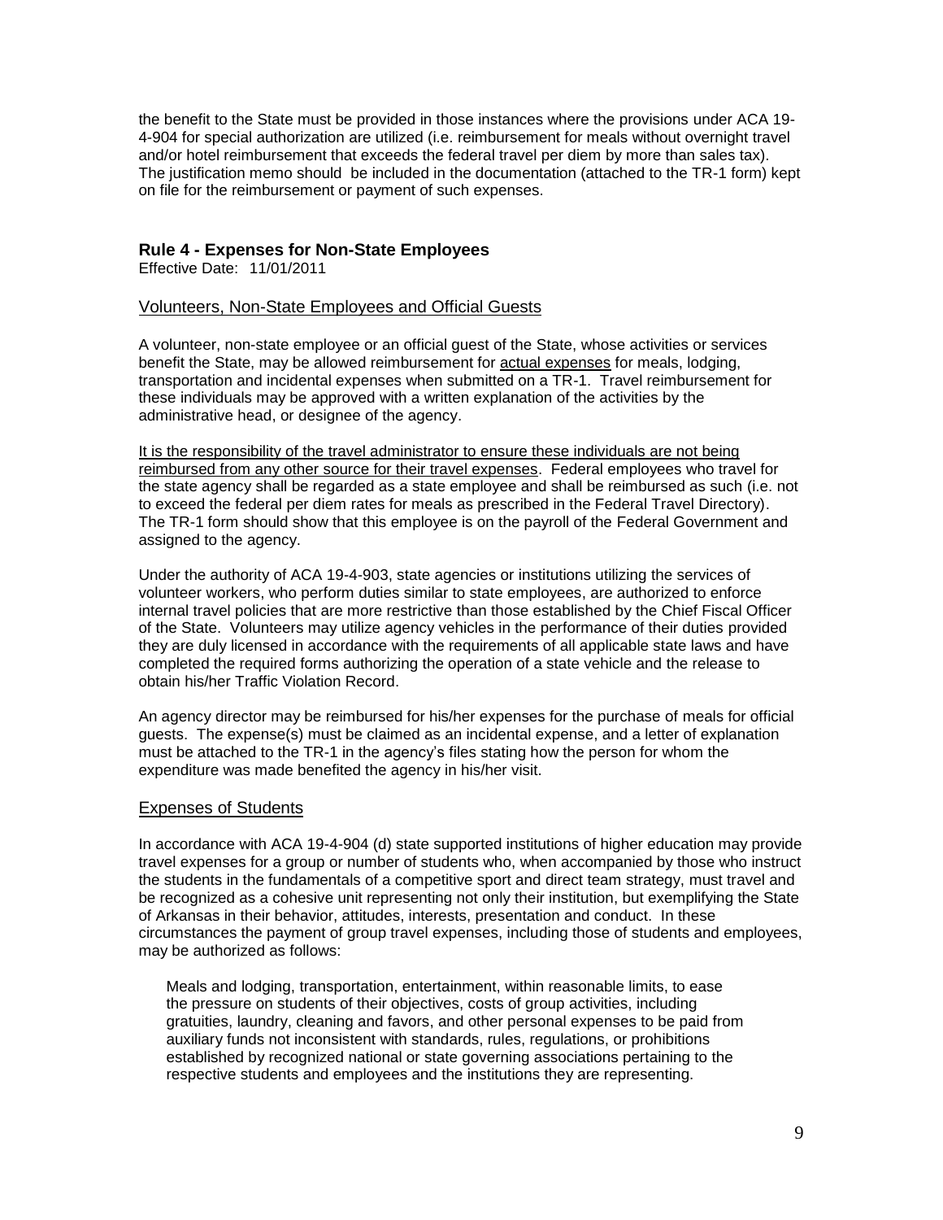the benefit to the State must be provided in those instances where the provisions under ACA 19-4-904 for special authorization are utilized (i.e. reimbursement for meals without overnight travel and/or hotel reimbursement that exceeds the federal travel per diem by more than sales tax). The justification memo should be included in the documentation (attached to the TR-1 form) kept on file for the reimbursement or payment of such expenses.

## Rule 4 - Expenses for Non-State Employees

Effective Date: 11/01/2011

### Volunteers, Non-State Employees and Official Guests

A volunteer, non-state employee or an official guest of the State, whose activities or services benefit the State, may be allowed reimbursement for actual expenses for meals, lodging, transportation and incidental expenses when submitted on a TR-1. Travel reimbursement for these individuals may be approved with a written explanation of the activities by the administrative head, or designee of the agency.

It is the responsibility of the travel administrator to ensure these individuals are not being reimbursed from any other source for their travel expenses. Federal employees who travel for the state agency shall be regarded as a state employee and shall be reimbursed as such (i.e. not to exceed the federal per diem rates for meals as prescribed in the Federal Travel Directory). The TR-1 form should show that this employee is on the payroll of the Federal Government and assigned to the agency.

Under the authority of ACA 19-4-903, state agencies or institutions utilizing the services of volunteer workers, who perform duties similar to state employees, are authorized to enforce internal travel policies that are more restrictive than those established by the Chief Fiscal Officer of the State. Volunteers may utilize agency vehicles in the performance of their duties provided they are duly licensed in accordance with the requirements of all applicable state laws and have completed the required forms authorizing the operation of a state vehicle and the release to obtain his/her Traffic Violation Record.

An agency director may be reimbursed for his/her expenses for the purchase of meals for official guests. The expense(s) must be claimed as an incidental expense, and a letter of explanation must be attached to the TR-1 in the agency's files stating how the person for whom the expenditure was made benefited the agency in his/her visit.

### Expenses of Students

In accordance with ACA 19-4-904 (d) state supported institutions of higher education may provide travel expenses for a group or number of students who, when accompanied by those who instruct the students in the fundamentals of a competitive sport and direct team strategy, must travel and be recognized as a cohesive unit representing not only their institution, but exemplifying the State of Arkansas in their behavior, attitudes, interests, presentation and conduct. In these circumstances the payment of group travel expenses, including those of students and employees, may be authorized as follows:

> Meals and lodging, transportation, entertainment, within reasonable limits, to ease the pressure on students of their objectives, costs of group activities, including gratuities, laundry, cleaning and favors, and other personal expenses to be paid from auxiliary funds not inconsistent with standards, rules, regulations, or prohibitions established by recognized national or state governing associations pertaining to the respective students and employees and the institutions they are representing.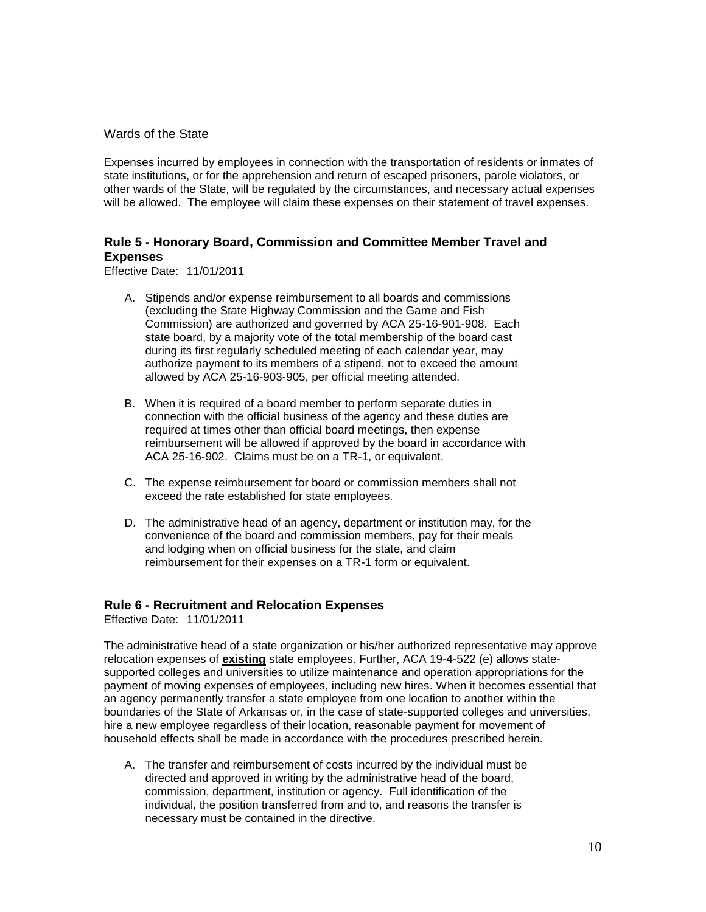Wards of the State

Expenses incurred by employees in connection with the transportation of residents or inmates of state institutions, or for the apprehension and return of escaped prisoners, parole violators, or other wards of the State, will be regulated by the circumstances, and necessary actual expenses will be allowed. The employee will claim these expenses on their statement of travel expenses.

## Rule 5 - Honorary Board, Commission and Committee Member Travel and Expenses

Effective Date: 11/01/2011

A. Stipends and/or expense reimbursement to all boards and commissions (excluding the State Highway Commission and the Game and Fish Commission) are authorized and governed by ACA 25-16-901-908. Each state board, by a majority vote of the total membership of the board cast during its first regularly scheduled meeting of each calendar year, may authorize payment to its members of a stipend, not to exceed the amount allowed by ACA 25-16-903-905, per official meeting attended.

B. When it is required of a board member to perform separate duties in connection with the official business of the agency and these duties are required at times other than official board meetings, then expense reimbursement will be allowed if approved by the board in accordance with ACA 25-16-902. Claims must be on a TR-1, or equivalent.

C. The expense reimbursement for board or commission members shall not exceed the rate established for state employees.

D. The administrative head of an agency, department or institution may, for the convenience of the board and commission members, pay for their meals and lodging when on official business for the state, and claim reimbursement for their expenses on a TR-1 form or equivalent.

## Rule 6 - Recruitment and Relocation Expenses

Effective Date: 11/01/2011

The administrative head of a state organization or his/her authorized representative may approve relocation expenses of **existing** state employees. Further, ACA 19-4-522 (e) allows state-supported colleges and universities to utilize maintenance and operation appropriations for the payment of moving expenses of employees, including new hires. When it becomes essential that an agency permanently transfer a state employee from one location to another within the boundaries of the State of Arkansas or, in the case of state-supported colleges and universities, hire a new employee regardless of their location, reasonable payment for movement of household effects shall be made in accordance with the procedures prescribed herein.

A. The transfer and reimbursement of costs incurred by the individual must be directed and approved in writing by the administrative head of the board, commission, department, institution or agency. Full identification of the individual, the position transferred from and to, and reasons the transfer is necessary must be contained in the directive.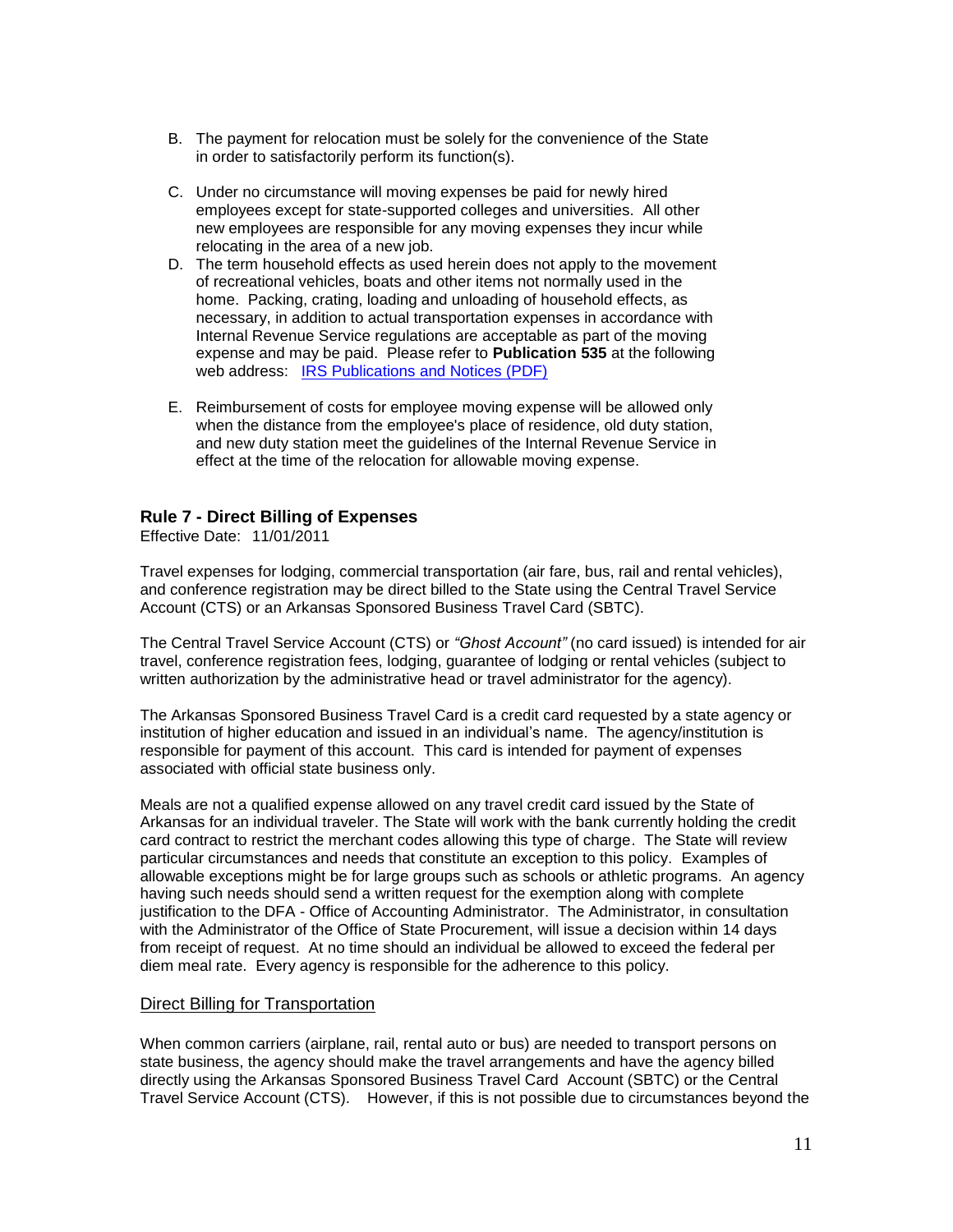B. The payment for relocation must be solely for the convenience of the State in order to satisfactorily perform its function(s).

C. Under no circumstance will moving expenses be paid for newly hired employees except for state-supported colleges and universities. All other new employees are responsible for any moving expenses they incur while relocating in the area of a new job.

D. The term household effects as used herein does not apply to the movement of recreational vehicles, boats and other items not normally used in the home. Packing, crating, loading and unloading of household effects, as necessary, in addition to actual transportation expenses in accordance with Internal Revenue Service regulations are acceptable as part of the moving expense and may be paid. Please refer to **Publication 535** at the following web address: [IRS Publications and Notices (PDF)]

E. Reimbursement of costs for employee moving expense will be allowed only when the distance from the employee's place of residence, old duty station, and new duty station meet the guidelines of the Internal Revenue Service in effect at the time of the relocation for allowable moving expense.

## Rule 7 - Direct Billing of Expenses

Effective Date: 11/01/2011

Travel expenses for lodging, commercial transportation (air fare, bus, rail and rental vehicles), and conference registration may be direct billed to the State using the Central Travel Service Account (CTS) or an Arkansas Sponsored Business Travel Card (SBTC).

The Central Travel Service Account (CTS) or *"Ghost Account"* (no card issued) is intended for air travel, conference registration fees, lodging, guarantee of lodging or rental vehicles (subject to written authorization by the administrative head or travel administrator for the agency).

The Arkansas Sponsored Business Travel Card is a credit card requested by a state agency or institution of higher education and issued in an individual's name. The agency/institution is responsible for payment of this account. This card is intended for payment of expenses associated with official state business only.

Meals are not a qualified expense allowed on any travel credit card issued by the State of Arkansas for an individual traveler. The State will work with the bank currently holding the credit card contract to restrict the merchant codes allowing this type of charge. The State will review particular circumstances and needs that constitute an exception to this policy. Examples of allowable exceptions might be for large groups such as schools or athletic programs. An agency having such needs should send a written request for the exemption along with complete justification to the DFA - Office of Accounting Administrator. The Administrator, in consultation with the Administrator of the Office of State Procurement, will issue a decision within 14 days from receipt of request. At no time should an individual be allowed to exceed the federal per diem meal rate. Every agency is responsible for the adherence to this policy.

### Direct Billing for Transportation

When common carriers (airplane, rail, rental auto or bus) are needed to transport persons on state business, the agency should make the travel arrangements and have the agency billed directly using the Arkansas Sponsored Business Travel Card Account (SBTC) or the Central Travel Service Account (CTS). However, if this is not possible due to circumstances beyond the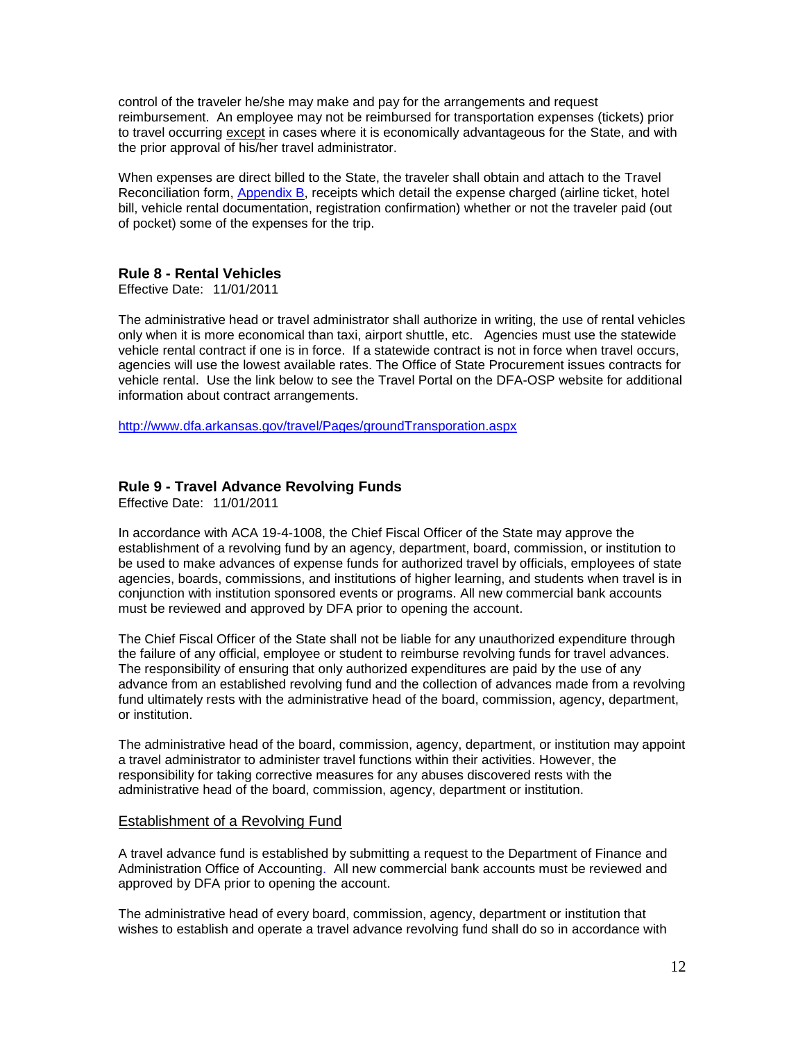control of the traveler he/she may make and pay for the arrangements and request reimbursement. An employee may not be reimbursed for transportation expenses (tickets) prior to travel occurring <u>except</u> in cases where it is economically advantageous for the State, and with the prior approval of his/her travel administrator.

When expenses are direct billed to the State, the traveler shall obtain and attach to the Travel Reconciliation form, [Appendix B](), receipts which detail the expense charged (airline ticket, hotel bill, vehicle rental documentation, registration confirmation) whether or not the traveler paid (out of pocket) some of the expenses for the trip.

## Rule 8 - Rental Vehicles

Effective Date: 11/01/2011

The administrative head or travel administrator shall authorize in writing, the use of rental vehicles only when it is more economical than taxi, airport shuttle, etc. Agencies must use the statewide vehicle rental contract if one is in force. If a statewide contract is not in force when travel occurs, agencies will use the lowest available rates. The Office of State Procurement issues contracts for vehicle rental. Use the link below to see the Travel Portal on the DFA-OSP website for additional information about contract arrangements.

http://www.dfa.arkansas.gov/travel/Pages/groundTransporation.aspx

## Rule 9 - Travel Advance Revolving Funds

Effective Date: 11/01/2011

In accordance with ACA 19-4-1008, the Chief Fiscal Officer of the State may approve the establishment of a revolving fund by an agency, department, board, commission, or institution to be used to make advances of expense funds for authorized travel by officials, employees of state agencies, boards, commissions, and institutions of higher learning, and students when travel is in conjunction with institution sponsored events or programs. All new commercial bank accounts must be reviewed and approved by DFA prior to opening the account.

The Chief Fiscal Officer of the State shall not be liable for any unauthorized expenditure through the failure of any official, employee or student to reimburse revolving funds for travel advances. The responsibility of ensuring that only authorized expenditures are paid by the use of any advance from an established revolving fund and the collection of advances made from a revolving fund ultimately rests with the administrative head of the board, commission, agency, department, or institution.

The administrative head of the board, commission, agency, department, or institution may appoint a travel administrator to administer travel functions within their activities. However, the responsibility for taking corrective measures for any abuses discovered rests with the administrative head of the board, commission, agency, department or institution.

### Establishment of a Revolving Fund

A travel advance fund is established by submitting a request to the Department of Finance and Administration Office of Accounting. All new commercial bank accounts must be reviewed and approved by DFA prior to opening the account.

The administrative head of every board, commission, agency, department or institution that wishes to establish and operate a travel advance revolving fund shall do so in accordance with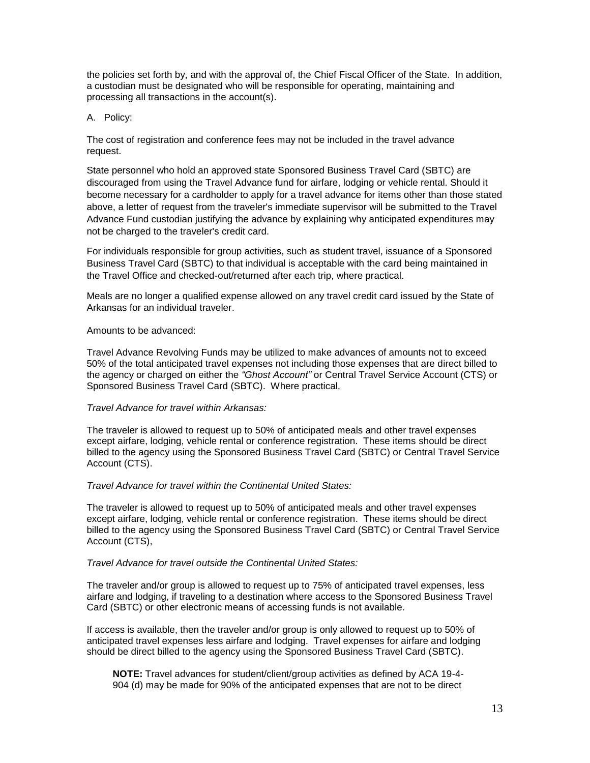the policies set forth by, and with the approval of, the Chief Fiscal Officer of the State. In addition, a custodian must be designated who will be responsible for operating, maintaining and processing all transactions in the account(s).

A. Policy:

The cost of registration and conference fees may not be included in the travel advance request.

State personnel who hold an approved state Sponsored Business Travel Card (SBTC) are discouraged from using the Travel Advance fund for airfare, lodging or vehicle rental. Should it become necessary for a cardholder to apply for a travel advance for items other than those stated above, a letter of request from the traveler's immediate supervisor will be submitted to the Travel Advance Fund custodian justifying the advance by explaining why anticipated expenditures may not be charged to the traveler's credit card.

For individuals responsible for group activities, such as student travel, issuance of a Sponsored Business Travel Card (SBTC) to that individual is acceptable with the card being maintained in the Travel Office and checked-out/returned after each trip, where practical.

Meals are no longer a qualified expense allowed on any travel credit card issued by the State of Arkansas for an individual traveler.

Amounts to be advanced:

Travel Advance Revolving Funds may be utilized to make advances of amounts not to exceed 50% of the total anticipated travel expenses not including those expenses that are direct billed to the agency or charged on either the *"Ghost Account"* or Central Travel Service Account (CTS) or Sponsored Business Travel Card (SBTC). Where practical,

*Travel Advance for travel within Arkansas:*

The traveler is allowed to request up to 50% of anticipated meals and other travel expenses except airfare, lodging, vehicle rental or conference registration. These items should be direct billed to the agency using the Sponsored Business Travel Card (SBTC) or Central Travel Service Account (CTS).

*Travel Advance for travel within the Continental United States:*

The traveler is allowed to request up to 50% of anticipated meals and other travel expenses except airfare, lodging, vehicle rental or conference registration. These items should be direct billed to the agency using the Sponsored Business Travel Card (SBTC) or Central Travel Service Account (CTS),

*Travel Advance for travel outside the Continental United States:*

The traveler and/or group is allowed to request up to 75% of anticipated travel expenses, less airfare and lodging, if traveling to a destination where access to the Sponsored Business Travel Card (SBTC) or other electronic means of accessing funds is not available.

If access is available, then the traveler and/or group is only allowed to request up to 50% of anticipated travel expenses less airfare and lodging. Travel expenses for airfare and lodging should be direct billed to the agency using the Sponsored Business Travel Card (SBTC).

> **NOTE:** Travel advances for student/client/group activities as defined by ACA 19-4-904 (d) may be made for 90% of the anticipated expenses that are not to be direct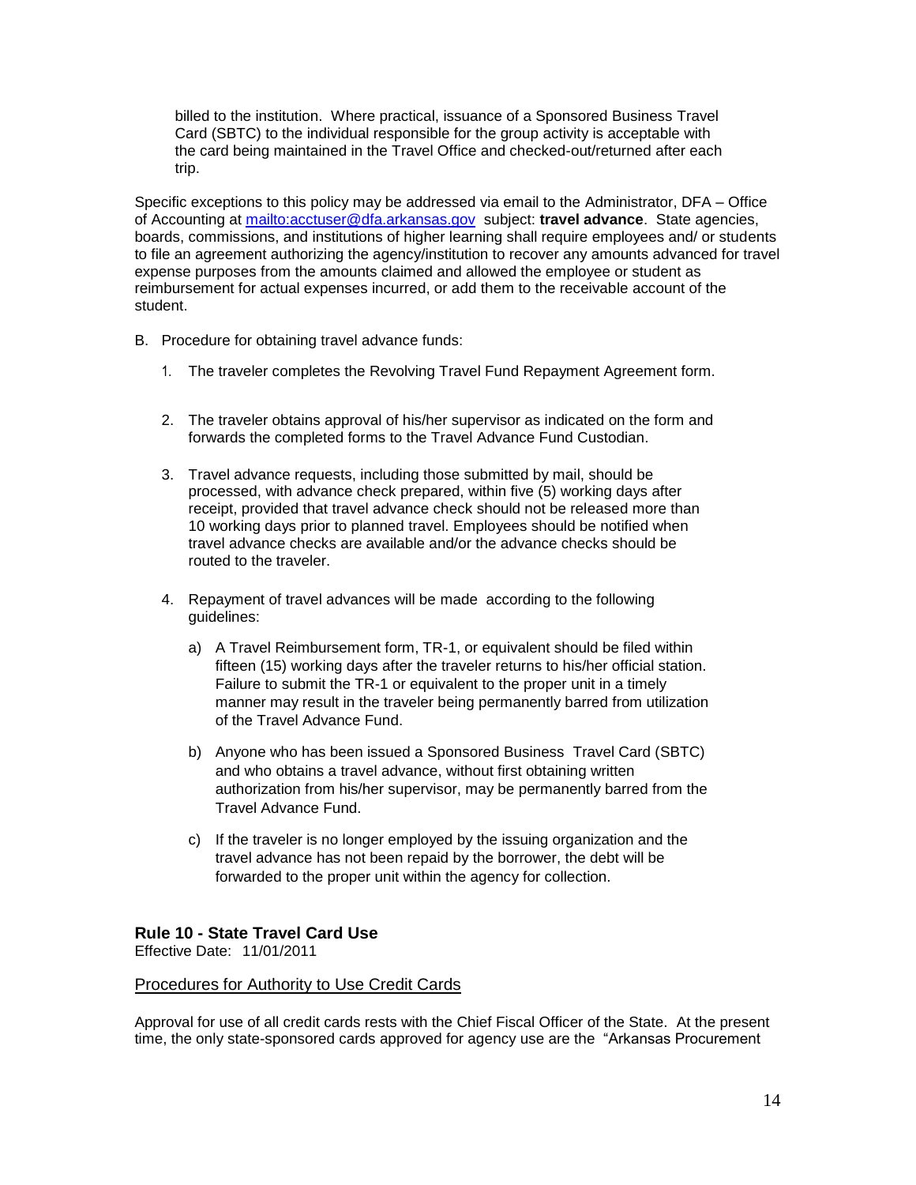billed to the institution. Where practical, issuance of a Sponsored Business Travel Card (SBTC) to the individual responsible for the group activity is acceptable with the card being maintained in the Travel Office and checked-out/returned after each trip.

Specific exceptions to this policy may be addressed via email to the Administrator, DFA – Office of Accounting at [mailto:acctuser@dfa.arkansas.gov](mailto:acctuser@dfa.arkansas.gov) subject: **travel advance**. State agencies, boards, commissions, and institutions of higher learning shall require employees and/ or students to file an agreement authorizing the agency/institution to recover any amounts advanced for travel expense purposes from the amounts claimed and allowed the employee or student as reimbursement for actual expenses incurred, or add them to the receivable account of the student.

B. Procedure for obtaining travel advance funds:

1. The traveler completes the Revolving Travel Fund Repayment Agreement form.

2. The traveler obtains approval of his/her supervisor as indicated on the form and forwards the completed forms to the Travel Advance Fund Custodian.

3. Travel advance requests, including those submitted by mail, should be processed, with advance check prepared, within five (5) working days after receipt, provided that travel advance check should not be released more than 10 working days prior to planned travel. Employees should be notified when travel advance checks are available and/or the advance checks should be routed to the traveler.

4. Repayment of travel advances will be made according to the following guidelines:

   a) A Travel Reimbursement form, TR-1, or equivalent should be filed within fifteen (15) working days after the traveler returns to his/her official station. Failure to submit the TR-1 or equivalent to the proper unit in a timely manner may result in the traveler being permanently barred from utilization of the Travel Advance Fund.

   b) Anyone who has been issued a Sponsored Business Travel Card (SBTC) and who obtains a travel advance, without first obtaining written authorization from his/her supervisor, may be permanently barred from the Travel Advance Fund.

   c) If the traveler is no longer employed by the issuing organization and the travel advance has not been repaid by the borrower, the debt will be forwarded to the proper unit within the agency for collection.

### Rule 10 - State Travel Card Use

Effective Date: 11/01/2011

Procedures for Authority to Use Credit Cards

Approval for use of all credit cards rests with the Chief Fiscal Officer of the State. At the present time, the only state-sponsored cards approved for agency use are the "Arkansas Procurement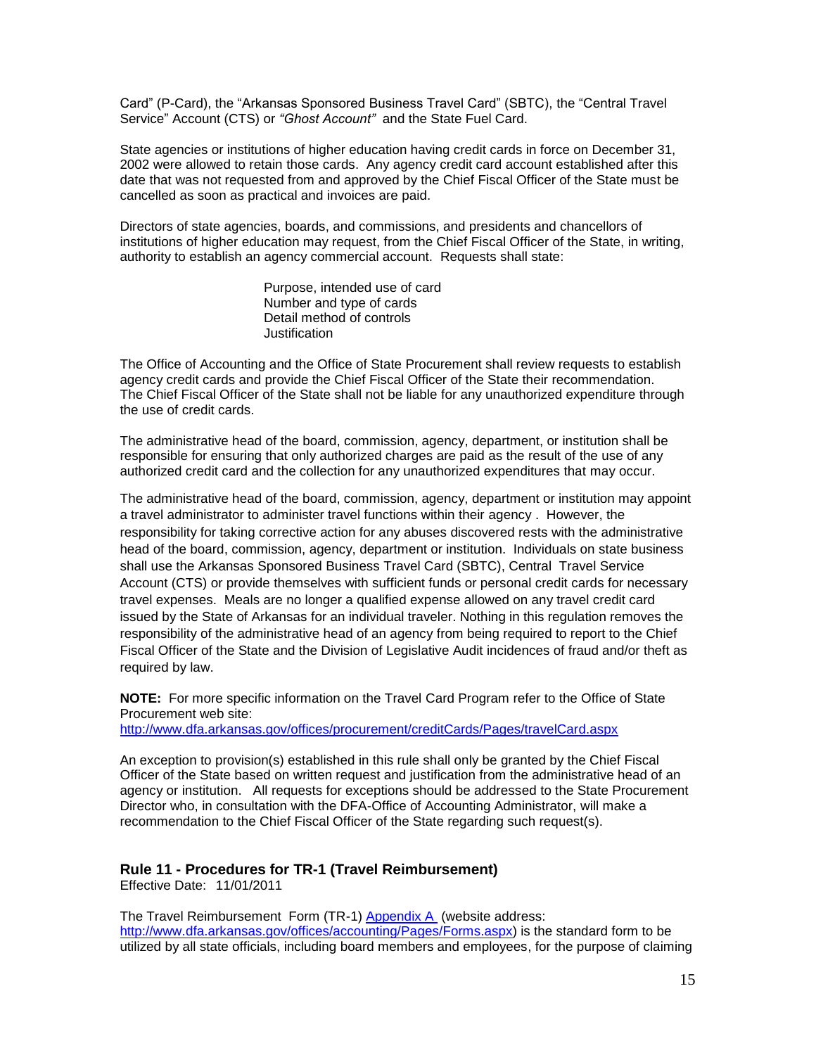Card" (P-Card), the "Arkansas Sponsored Business Travel Card" (SBTC), the "Central Travel Service" Account (CTS) or *"Ghost Account"* and the State Fuel Card.

State agencies or institutions of higher education having credit cards in force on December 31, 2002 were allowed to retain those cards. Any agency credit card account established after this date that was not requested from and approved by the Chief Fiscal Officer of the State must be cancelled as soon as practical and invoices are paid.

Directors of state agencies, boards, and commissions, and presidents and chancellors of institutions of higher education may request, from the Chief Fiscal Officer of the State, in writing, authority to establish an agency commercial account. Requests shall state:

> Purpose, intended use of card
> Number and type of cards
> Detail method of controls
> Justification

The Office of Accounting and the Office of State Procurement shall review requests to establish agency credit cards and provide the Chief Fiscal Officer of the State their recommendation. The Chief Fiscal Officer of the State shall not be liable for any unauthorized expenditure through the use of credit cards.

The administrative head of the board, commission, agency, department, or institution shall be responsible for ensuring that only authorized charges are paid as the result of the use of any authorized credit card and the collection for any unauthorized expenditures that may occur.

The administrative head of the board, commission, agency, department or institution may appoint a travel administrator to administer travel functions within their agency . However, the responsibility for taking corrective action for any abuses discovered rests with the administrative head of the board, commission, agency, department or institution. Individuals on state business shall use the Arkansas Sponsored Business Travel Card (SBTC), Central Travel Service Account (CTS) or provide themselves with sufficient funds or personal credit cards for necessary travel expenses. Meals are no longer a qualified expense allowed on any travel credit card issued by the State of Arkansas for an individual traveler. Nothing in this regulation removes the responsibility of the administrative head of an agency from being required to report to the Chief Fiscal Officer of the State and the Division of Legislative Audit incidences of fraud and/or theft as required by law.

**NOTE:** For more specific information on the Travel Card Program refer to the Office of State Procurement web site:
http://www.dfa.arkansas.gov/offices/procurement/creditCards/Pages/travelCard.aspx

An exception to provision(s) established in this rule shall only be granted by the Chief Fiscal Officer of the State based on written request and justification from the administrative head of an agency or institution. All requests for exceptions should be addressed to the State Procurement Director who, in consultation with the DFA-Office of Accounting Administrator, will make a recommendation to the Chief Fiscal Officer of the State regarding such request(s).

### Rule 11 - Procedures for TR-1 (Travel Reimbursement)

Effective Date: 11/01/2011

The Travel Reimbursement Form (TR-1) Appendix A (website address: http://www.dfa.arkansas.gov/offices/accounting/Pages/Forms.aspx) is the standard form to be utilized by all state officials, including board members and employees, for the purpose of claiming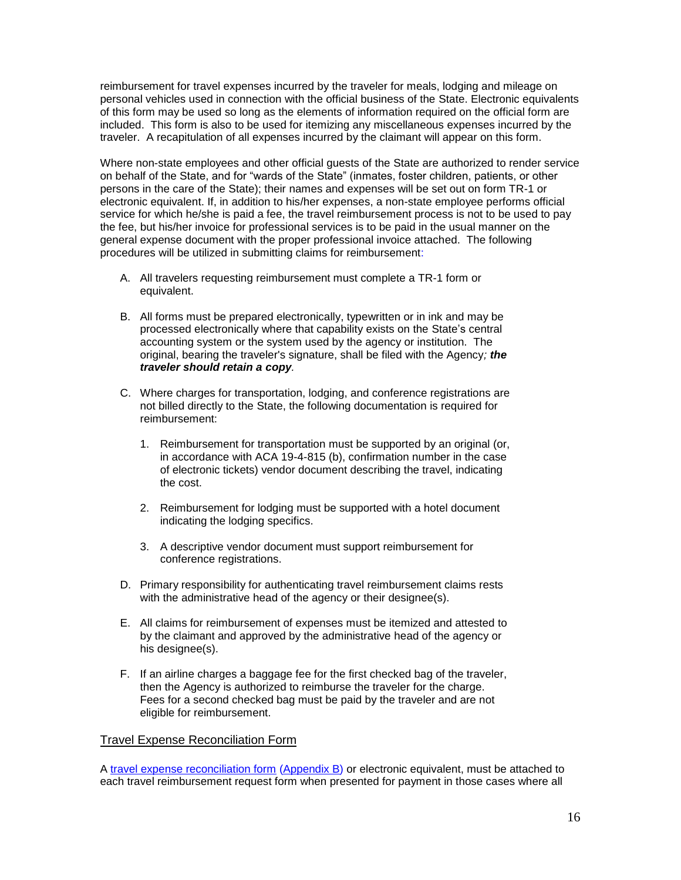reimbursement for travel expenses incurred by the traveler for meals, lodging and mileage on personal vehicles used in connection with the official business of the State. Electronic equivalents of this form may be used so long as the elements of information required on the official form are included. This form is also to be used for itemizing any miscellaneous expenses incurred by the traveler. A recapitulation of all expenses incurred by the claimant will appear on this form.

Where non-state employees and other official guests of the State are authorized to render service on behalf of the State, and for "wards of the State" (inmates, foster children, patients, or other persons in the care of the State); their names and expenses will be set out on form TR-1 or electronic equivalent. If, in addition to his/her expenses, a non-state employee performs official service for which he/she is paid a fee, the travel reimbursement process is not to be used to pay the fee, but his/her invoice for professional services is to be paid in the usual manner on the general expense document with the proper professional invoice attached. The following procedures will be utilized in submitting claims for reimbursement:

A. All travelers requesting reimbursement must complete a TR-1 form or equivalent.

B. All forms must be prepared electronically, typewritten or in ink and may be processed electronically where that capability exists on the State's central accounting system or the system used by the agency or institution. The original, bearing the traveler's signature, shall be filed with the Agency*; **the traveler should retain a copy**.*

C. Where charges for transportation, lodging, and conference registrations are not billed directly to the State, the following documentation is required for reimbursement:

   1. Reimbursement for transportation must be supported by an original (or, in accordance with ACA 19-4-815 (b), confirmation number in the case of electronic tickets) vendor document describing the travel, indicating the cost.

   2. Reimbursement for lodging must be supported with a hotel document indicating the lodging specifics.

   3. A descriptive vendor document must support reimbursement for conference registrations.

D. Primary responsibility for authenticating travel reimbursement claims rests with the administrative head of the agency or their designee(s).

E. All claims for reimbursement of expenses must be itemized and attested to by the claimant and approved by the administrative head of the agency or his designee(s).

F. If an airline charges a baggage fee for the first checked bag of the traveler, then the Agency is authorized to reimburse the traveler for the charge. Fees for a second checked bag must be paid by the traveler and are not eligible for reimbursement.

<u>Travel Expense Reconciliation Form</u>

A travel expense reconciliation form (Appendix B) or electronic equivalent, must be attached to each travel reimbursement request form when presented for payment in those cases where all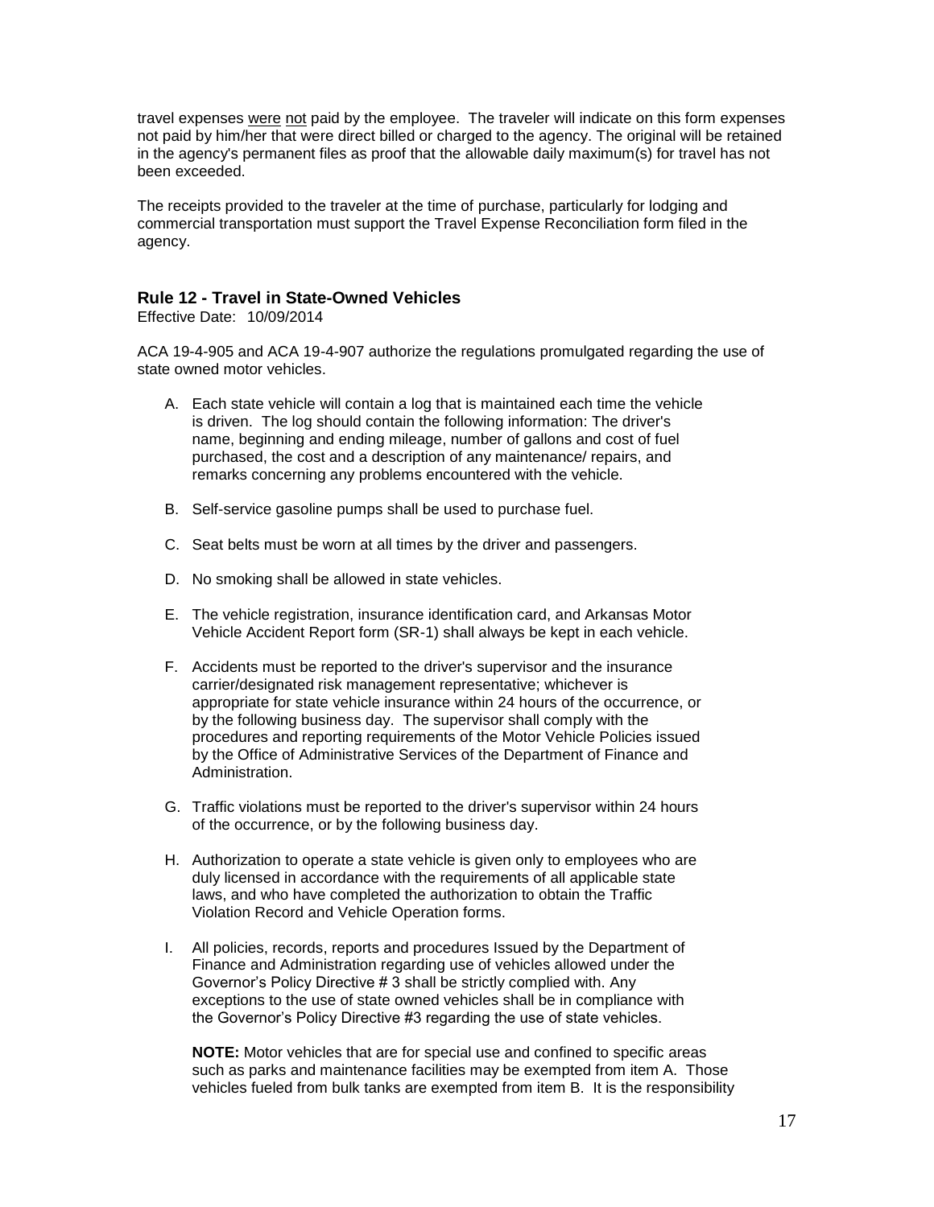travel expenses were not paid by the employee. The traveler will indicate on this form expenses not paid by him/her that were direct billed or charged to the agency. The original will be retained in the agency's permanent files as proof that the allowable daily maximum(s) for travel has not been exceeded.

The receipts provided to the traveler at the time of purchase, particularly for lodging and commercial transportation must support the Travel Expense Reconciliation form filed in the agency.

### Rule 12 - Travel in State-Owned Vehicles

Effective Date: 10/09/2014

ACA 19-4-905 and ACA 19-4-907 authorize the regulations promulgated regarding the use of state owned motor vehicles.

A. Each state vehicle will contain a log that is maintained each time the vehicle is driven. The log should contain the following information: The driver's name, beginning and ending mileage, number of gallons and cost of fuel purchased, the cost and a description of any maintenance/ repairs, and remarks concerning any problems encountered with the vehicle.

B. Self-service gasoline pumps shall be used to purchase fuel.

C. Seat belts must be worn at all times by the driver and passengers.

D. No smoking shall be allowed in state vehicles.

E. The vehicle registration, insurance identification card, and Arkansas Motor Vehicle Accident Report form (SR-1) shall always be kept in each vehicle.

F. Accidents must be reported to the driver's supervisor and the insurance carrier/designated risk management representative; whichever is appropriate for state vehicle insurance within 24 hours of the occurrence, or by the following business day. The supervisor shall comply with the procedures and reporting requirements of the Motor Vehicle Policies issued by the Office of Administrative Services of the Department of Finance and Administration.

G. Traffic violations must be reported to the driver's supervisor within 24 hours of the occurrence, or by the following business day.

H. Authorization to operate a state vehicle is given only to employees who are duly licensed in accordance with the requirements of all applicable state laws, and who have completed the authorization to obtain the Traffic Violation Record and Vehicle Operation forms.

I. All policies, records, reports and procedures Issued by the Department of Finance and Administration regarding use of vehicles allowed under the Governor's Policy Directive # 3 shall be strictly complied with. Any exceptions to the use of state owned vehicles shall be in compliance with the Governor's Policy Directive #3 regarding the use of state vehicles.

   **NOTE:** Motor vehicles that are for special use and confined to specific areas such as parks and maintenance facilities may be exempted from item A. Those vehicles fueled from bulk tanks are exempted from item B. It is the responsibility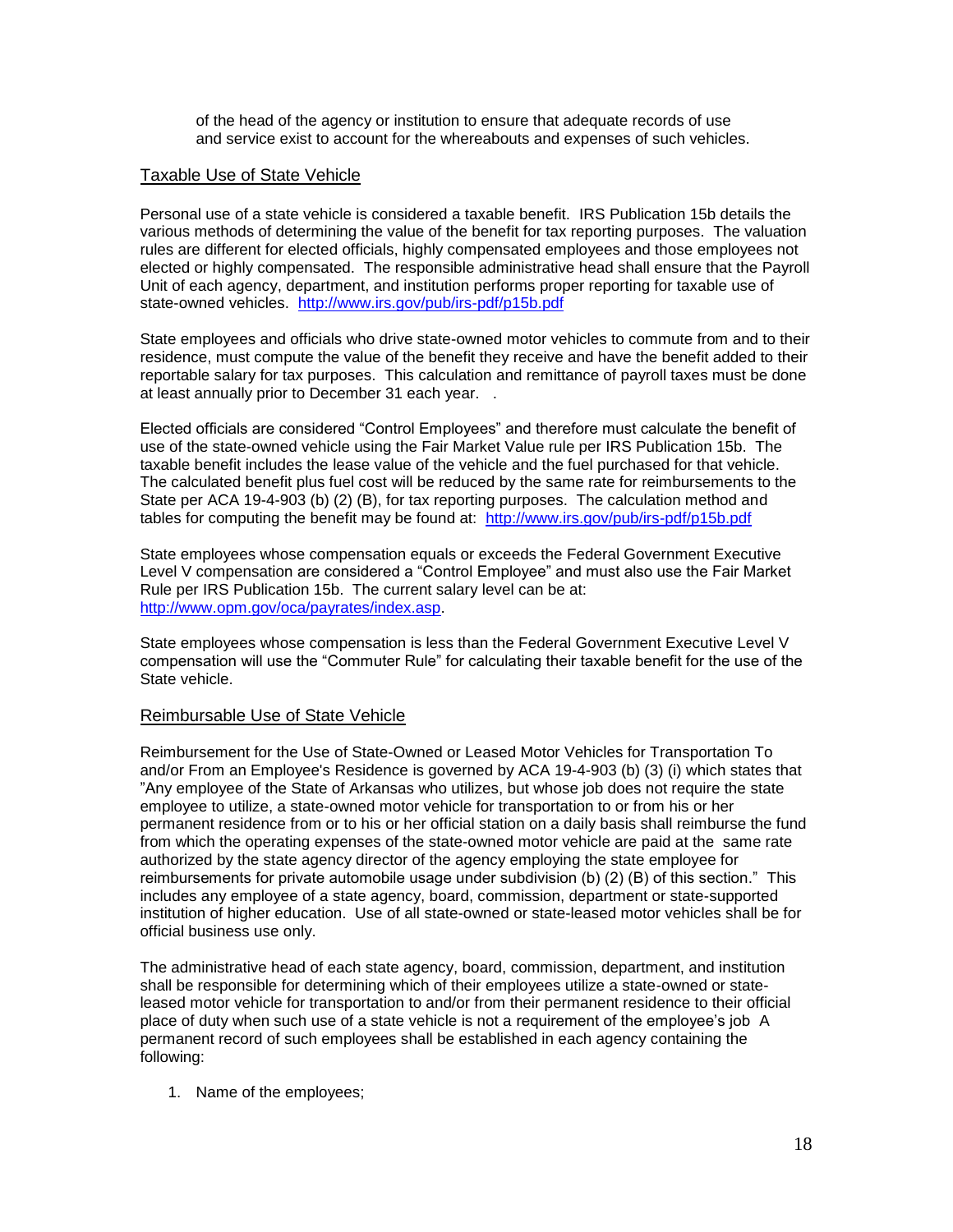of the head of the agency or institution to ensure that adequate records of use and service exist to account for the whereabouts and expenses of such vehicles.

## Taxable Use of State Vehicle

Personal use of a state vehicle is considered a taxable benefit. IRS Publication 15b details the various methods of determining the value of the benefit for tax reporting purposes. The valuation rules are different for elected officials, highly compensated employees and those employees not elected or highly compensated. The responsible administrative head shall ensure that the Payroll Unit of each agency, department, and institution performs proper reporting for taxable use of state-owned vehicles. http://www.irs.gov/pub/irs-pdf/p15b.pdf

State employees and officials who drive state-owned motor vehicles to commute from and to their residence, must compute the value of the benefit they receive and have the benefit added to their reportable salary for tax purposes. This calculation and remittance of payroll taxes must be done at least annually prior to December 31 each year. .

Elected officials are considered "Control Employees" and therefore must calculate the benefit of use of the state-owned vehicle using the Fair Market Value rule per IRS Publication 15b. The taxable benefit includes the lease value of the vehicle and the fuel purchased for that vehicle. The calculated benefit plus fuel cost will be reduced by the same rate for reimbursements to the State per ACA 19-4-903 (b) (2) (B), for tax reporting purposes. The calculation method and tables for computing the benefit may be found at: http://www.irs.gov/pub/irs-pdf/p15b.pdf

State employees whose compensation equals or exceeds the Federal Government Executive Level V compensation are considered a "Control Employee" and must also use the Fair Market Rule per IRS Publication 15b. The current salary level can be at: http://www.opm.gov/oca/payrates/index.asp.

State employees whose compensation is less than the Federal Government Executive Level V compensation will use the "Commuter Rule" for calculating their taxable benefit for the use of the State vehicle.

## Reimbursable Use of State Vehicle

Reimbursement for the Use of State-Owned or Leased Motor Vehicles for Transportation To and/or From an Employee's Residence is governed by ACA 19-4-903 (b) (3) (i) which states that "Any employee of the State of Arkansas who utilizes, but whose job does not require the state employee to utilize, a state-owned motor vehicle for transportation to or from his or her permanent residence from or to his or her official station on a daily basis shall reimburse the fund from which the operating expenses of the state-owned motor vehicle are paid at the same rate authorized by the state agency director of the agency employing the state employee for reimbursements for private automobile usage under subdivision (b) (2) (B) of this section." This includes any employee of a state agency, board, commission, department or state-supported institution of higher education. Use of all state-owned or state-leased motor vehicles shall be for official business use only.

The administrative head of each state agency, board, commission, department, and institution shall be responsible for determining which of their employees utilize a state-owned or state-leased motor vehicle for transportation to and/or from their permanent residence to their official place of duty when such use of a state vehicle is not a requirement of the employee's job A permanent record of such employees shall be established in each agency containing the following:

1. Name of the employees;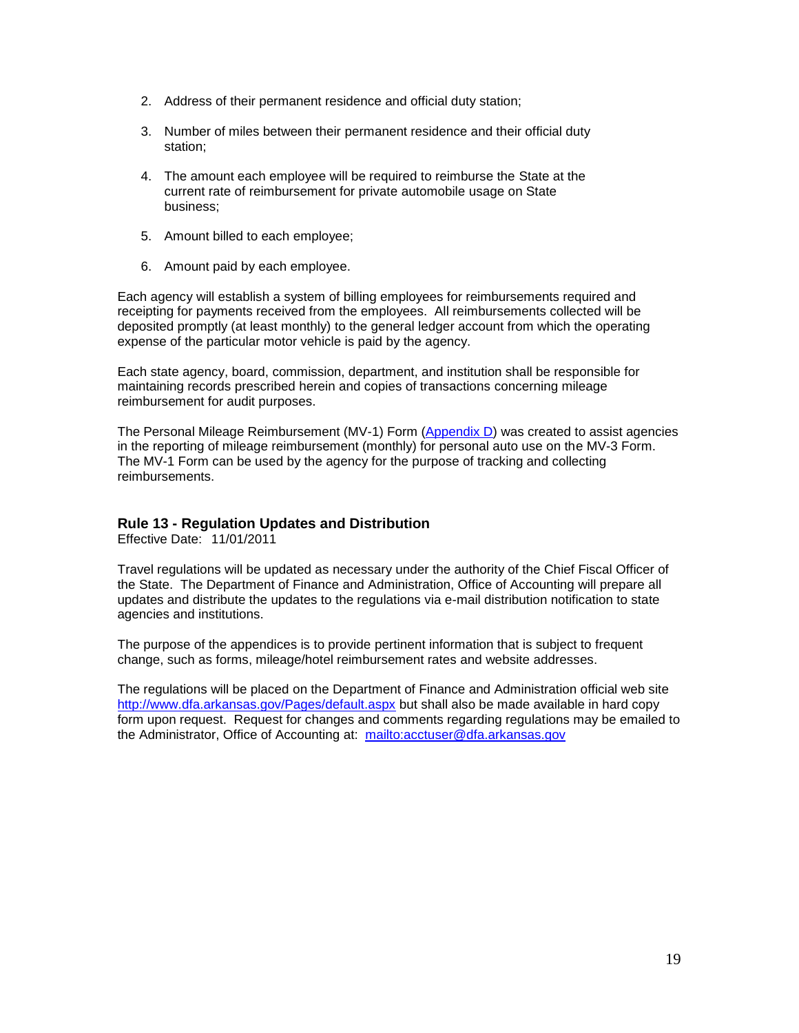2. Address of their permanent residence and official duty station;

3. Number of miles between their permanent residence and their official duty station;

4. The amount each employee will be required to reimburse the State at the current rate of reimbursement for private automobile usage on State business;

5. Amount billed to each employee;

6. Amount paid by each employee.

Each agency will establish a system of billing employees for reimbursements required and receipting for payments received from the employees. All reimbursements collected will be deposited promptly (at least monthly) to the general ledger account from which the operating expense of the particular motor vehicle is paid by the agency.

Each state agency, board, commission, department, and institution shall be responsible for maintaining records prescribed herein and copies of transactions concerning mileage reimbursement for audit purposes.

The Personal Mileage Reimbursement (MV-1) Form (Appendix D) was created to assist agencies in the reporting of mileage reimbursement (monthly) for personal auto use on the MV-3 Form. The MV-1 Form can be used by the agency for the purpose of tracking and collecting reimbursements.

### Rule 13 - Regulation Updates and Distribution

Effective Date: 11/01/2011

Travel regulations will be updated as necessary under the authority of the Chief Fiscal Officer of the State. The Department of Finance and Administration, Office of Accounting will prepare all updates and distribute the updates to the regulations via e-mail distribution notification to state agencies and institutions.

The purpose of the appendices is to provide pertinent information that is subject to frequent change, such as forms, mileage/hotel reimbursement rates and website addresses.

The regulations will be placed on the Department of Finance and Administration official web site http://www.dfa.arkansas.gov/Pages/default.aspx but shall also be made available in hard copy form upon request. Request for changes and comments regarding regulations may be emailed to the Administrator, Office of Accounting at: mailto:acctuser@dfa.arkansas.gov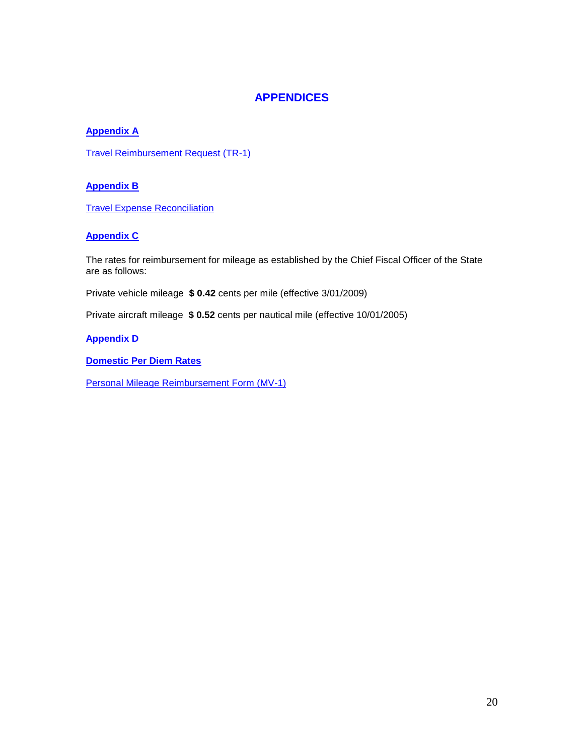# APPENDICES

**Appendix A**

Travel Reimbursement Request (TR-1)

**Appendix B**

Travel Expense Reconciliation

**Appendix C**

The rates for reimbursement for mileage as established by the Chief Fiscal Officer of the State are as follows:

Private vehicle mileage **$ 0.42** cents per mile (effective 3/01/2009)

Private aircraft mileage **$ 0.52** cents per nautical mile (effective 10/01/2005)

**Appendix D**

**Domestic Per Diem Rates**

Personal Mileage Reimbursement Form (MV-1)